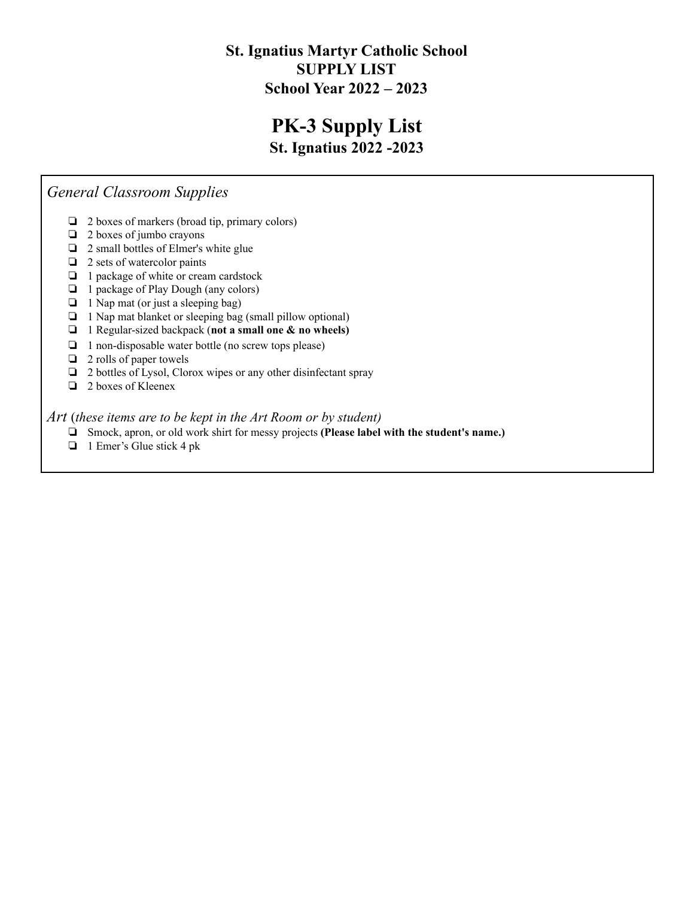**St. Ignatius Martyr Catholic School**
**SUPPLY LIST**
**School Year 2022 – 2023**

# PK-3 Supply List

## St. Ignatius 2022 -2023

*General Classroom Supplies*

- ❏ 2 boxes of markers (broad tip, primary colors)
- ❏ 2 boxes of jumbo crayons
- ❏ 2 small bottles of Elmer's white glue
- ❏ 2 sets of watercolor paints
- ❏ 1 package of white or cream cardstock
- ❏ 1 package of Play Dough (any colors)
- ❏ 1 Nap mat (or just a sleeping bag)
- ❏ 1 Nap mat blanket or sleeping bag (small pillow optional)
- ❏ 1 Regular-sized backpack (**not a small one & no wheels)**
- ❏ 1 non-disposable water bottle (no screw tops please)
- ❏ 2 rolls of paper towels
- ❏ 2 bottles of Lysol, Clorox wipes or any other disinfectant spray
- ❏ 2 boxes of Kleenex

*Art* (*these items are to be kept in the Art Room or by student)*

- ❏ Smock, apron, or old work shirt for messy projects **(Please label with the student's name.)**
- ❏ 1 Emer's Glue stick 4 pk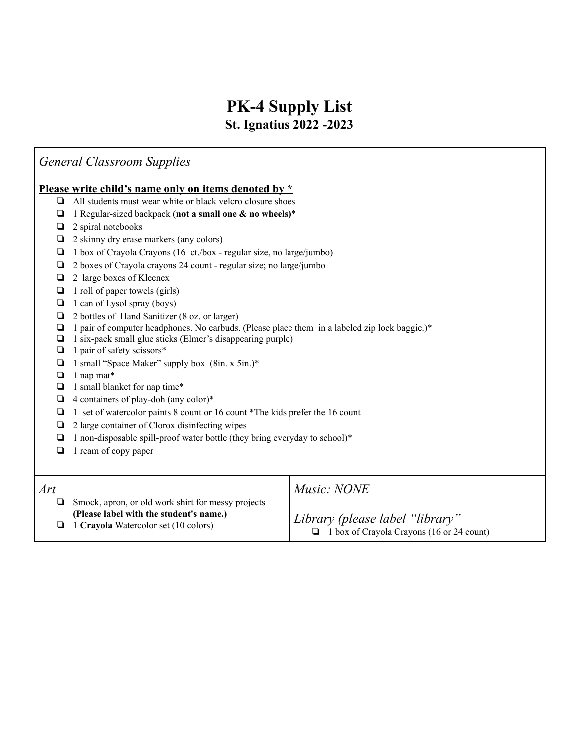# PK-4 Supply List

## St. Ignatius 2022 -2023

*General Classroom Supplies*

**Please write child's name only on items denoted by ***

- All students must wear white or black velcro closure shoes
- 1 Regular-sized backpack (**not a small one & no wheels)***
- 2 spiral notebooks
- 2 skinny dry erase markers (any colors)
- 1 box of Crayola Crayons (16 ct./box - regular size, no large/jumbo)
- 2 boxes of Crayola crayons 24 count - regular size; no large/jumbo
- 2 large boxes of Kleenex
- 1 roll of paper towels (girls)
- 1 can of Lysol spray (boys)
- 2 bottles of Hand Sanitizer (8 oz. or larger)
- 1 pair of computer headphones. No earbuds. (Please place them in a labeled zip lock baggie.)*
- 1 six-pack small glue sticks (Elmer's disappearing purple)
- 1 pair of safety scissors*
- 1 small "Space Maker" supply box (8in. x 5in.)*
- 1 nap mat*
- 1 small blanket for nap time*
- 4 containers of play-doh (any color)*
- 1 set of watercolor paints 8 count or 16 count *The kids prefer the 16 count
- 2 large container of Clorox disinfecting wipes
- 1 non-disposable spill-proof water bottle (they bring everyday to school)*
- 1 ream of copy paper

*Art*

- Smock, apron, or old work shirt for messy projects **(Please label with the student's name.)**
- 1 **Crayola** Watercolor set (10 colors)

*Music: NONE*

*Library (please label "library"*

- 1 box of Crayola Crayons (16 or 24 count)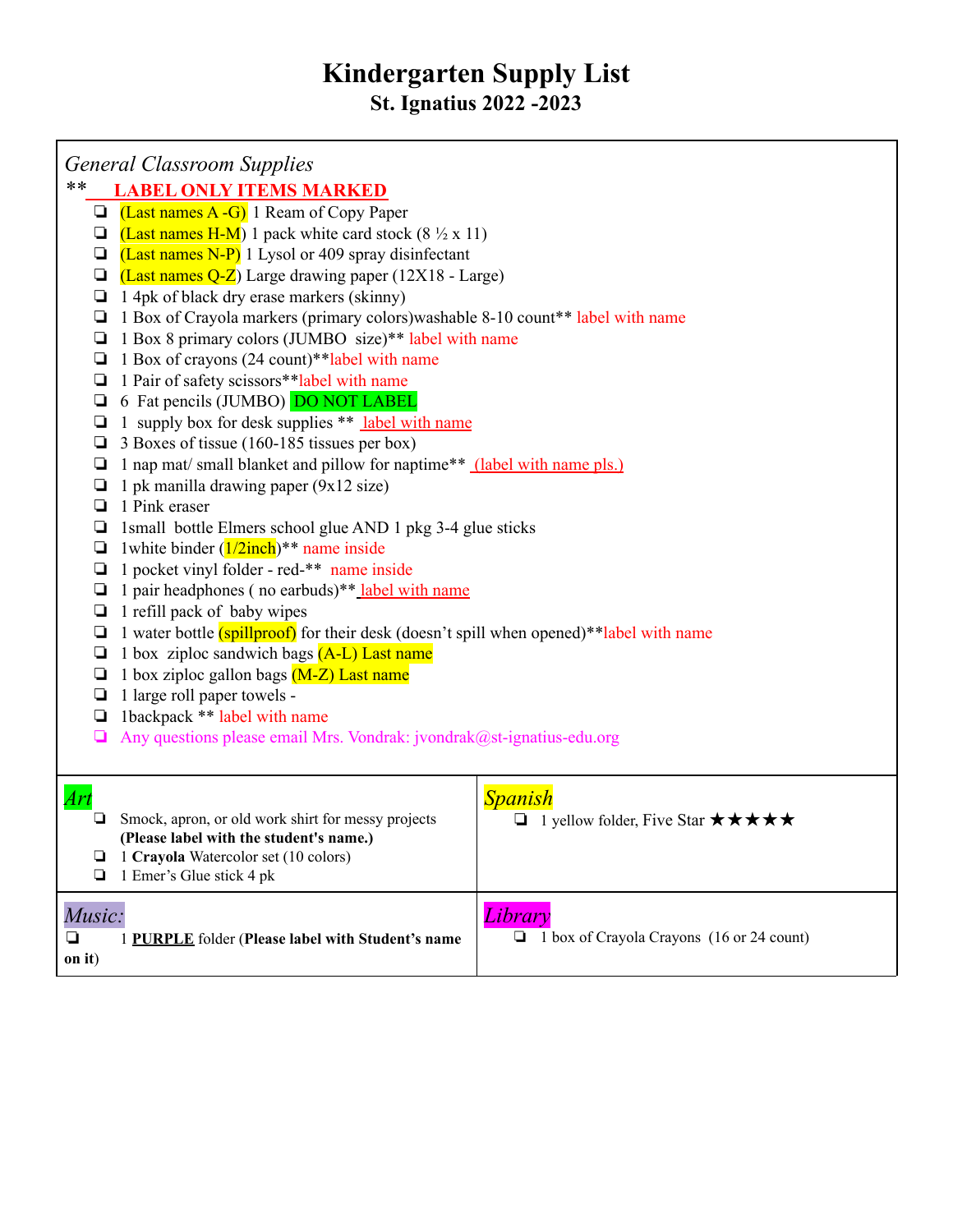# Kindergarten Supply List

## St. Ignatius 2022 -2023

*General Classroom Supplies*

** **LABEL ONLY ITEMS MARKED**

- (Last names A -G) 1 Ream of Copy Paper
- (Last names H-M) 1 pack white card stock (8 ½ x 11)
- (Last names N-P) 1 Lysol or 409 spray disinfectant
- (Last names Q-Z) Large drawing paper (12X18 - Large)
- 1 4pk of black dry erase markers (skinny)
- 1 Box of Crayola markers (primary colors)washable 8-10 count** label with name
- 1 Box 8 primary colors (JUMBO size)** label with name
- 1 Box of crayons (24 count)**label with name
- 1 Pair of safety scissors**label with name
- 6 Fat pencils (JUMBO) DO NOT LABEL
- 1 supply box for desk supplies ** label with name
- 3 Boxes of tissue (160-185 tissues per box)
- 1 nap mat/ small blanket and pillow for naptime** (label with name pls.)
- 1 pk manilla drawing paper (9x12 size)
- 1 Pink eraser
- 1small bottle Elmers school glue AND 1 pkg 3-4 glue sticks
- 1white binder (1/2inch)** name inside
- 1 pocket vinyl folder - red-** name inside
- 1 pair headphones ( no earbuds)** label with name
- 1 refill pack of baby wipes
- 1 water bottle (spillproof) for their desk (doesn't spill when opened)**label with name
- 1 box ziploc sandwich bags (A-L) Last name
- 1 box ziploc gallon bags (M-Z) Last name
- 1 large roll paper towels -
- 1backpack ** label with name
- Any questions please email Mrs. Vondrak: jvondrak@st-ignatius-edu.org

*Art*

- Smock, apron, or old work shirt for messy projects **(Please label with the student's name.)**
- 1 **Crayola** Watercolor set (10 colors)
- 1 Emer's Glue stick 4 pk

*Spanish*

- 1 yellow folder, Five Star ★★★★★

*Music:*

- 1 **PURPLE** folder (**Please label with Student's name on it**)

*Library*

- 1 box of Crayola Crayons (16 or 24 count)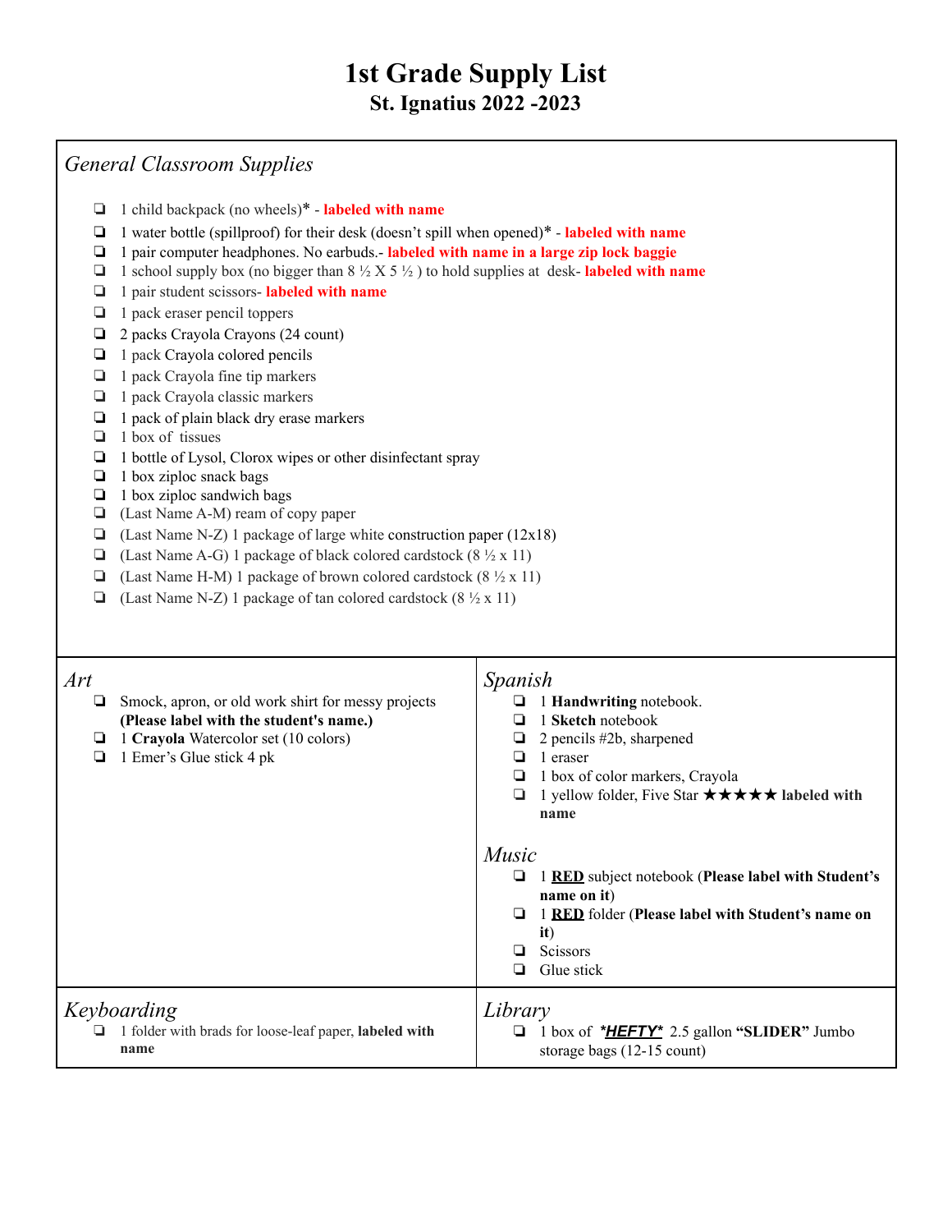# 1st Grade Supply List

## St. Ignatius 2022 -2023

### *General Classroom Supplies*

- ❑ 1 child backpack (no wheels)* - **labeled with name**
- ❑ 1 water bottle (spillproof) for their desk (doesn't spill when opened)* - **labeled with name**
- ❑ 1 pair computer headphones. No earbuds.- **labeled with name in a large zip lock baggie**
- ❑ 1 school supply box (no bigger than 8 ½ X 5 ½ ) to hold supplies at desk- **labeled with name**
- ❑ 1 pair student scissors- **labeled with name**
- ❑ 1 pack eraser pencil toppers
- ❑ 2 packs Crayola Crayons (24 count)
- ❑ 1 pack Crayola colored pencils
- ❑ 1 pack Crayola fine tip markers
- ❑ 1 pack Crayola classic markers
- ❑ 1 pack of plain black dry erase markers
- ❑ 1 box of tissues
- ❑ 1 bottle of Lysol, Clorox wipes or other disinfectant spray
- ❑ 1 box ziploc snack bags
- ❑ 1 box ziploc sandwich bags
- ❑ (Last Name A-M) ream of copy paper
- ❑ (Last Name N-Z) 1 package of large white construction paper (12x18)
- ❑ (Last Name A-G) 1 package of black colored cardstock (8 ½ x 11)
- ❑ (Last Name H-M) 1 package of brown colored cardstock (8 ½ x 11)
- ❑ (Last Name N-Z) 1 package of tan colored cardstock (8 ½ x 11)

### *Art*

- ❑ Smock, apron, or old work shirt for messy projects **(Please label with the student's name.)**
- ❑ 1 **Crayola** Watercolor set (10 colors)
- ❑ 1 Emer's Glue stick 4 pk

### *Spanish*

- ❑ 1 **Handwriting** notebook.
- ❑ 1 **Sketch** notebook
- ❑ 2 pencils #2b, sharpened
- ❑ 1 eraser
- ❑ 1 box of color markers, Crayola
- ❑ 1 yellow folder, Five Star ★★★★★ **labeled with name**

### *Music*

- ❑ 1 **RED** subject notebook (**Please label with Student's name on it**)
- ❑ 1 **RED** folder (**Please label with Student's name on it**)
- ❑ Scissors
- ❑ Glue stick

### *Keyboarding*

- ❑ 1 folder with brads for loose-leaf paper, **labeled with name**

### *Library*

- ❑ 1 box of ***HEFTY*** 2.5 gallon **"SLIDER"** Jumbo storage bags (12-15 count)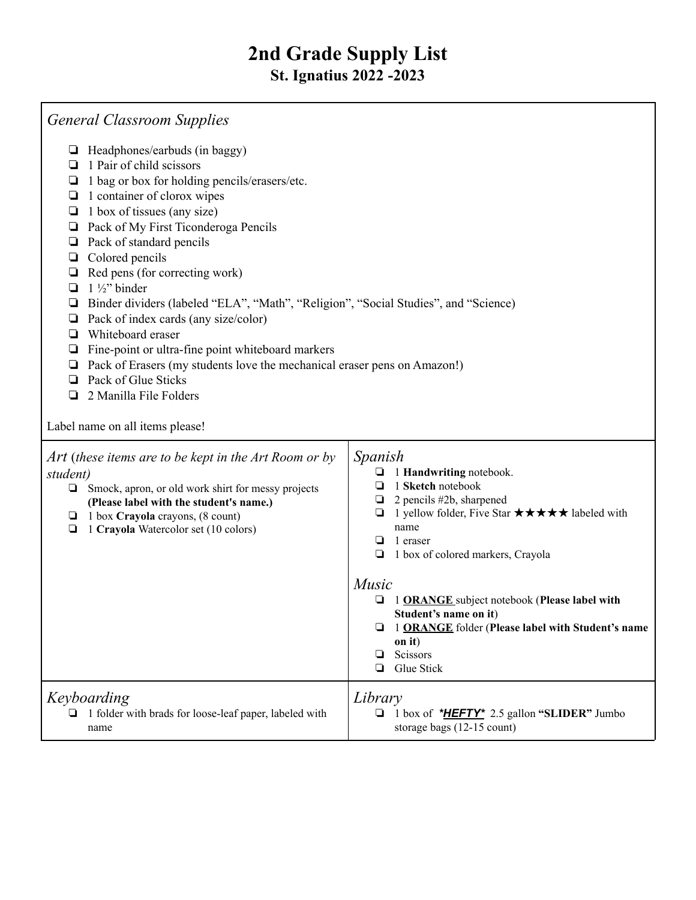# 2nd Grade Supply List
## St. Ignatius 2022 -2023

### *General Classroom Supplies*

- ❏ Headphones/earbuds (in baggy)
- ❏ 1 Pair of child scissors
- ❏ 1 bag or box for holding pencils/erasers/etc.
- ❏ 1 container of clorox wipes
- ❏ 1 box of tissues (any size)
- ❏ Pack of My First Ticonderoga Pencils
- ❏ Pack of standard pencils
- ❏ Colored pencils
- ❏ Red pens (for correcting work)
- ❏ 1 ½" binder
- ❏ Binder dividers (labeled "ELA", "Math", "Religion", "Social Studies", and "Science)
- ❏ Pack of index cards (any size/color)
- ❏ Whiteboard eraser
- ❏ Fine-point or ultra-fine point whiteboard markers
- ❏ Pack of Erasers (my students love the mechanical eraser pens on Amazon!)
- ❏ Pack of Glue Sticks
- ❏ 2 Manilla File Folders

Label name on all items please!

### *Art* (*these items are to be kept in the Art Room or by student)*

- ❏ Smock, apron, or old work shirt for messy projects **(Please label with the student's name.)**
- ❏ 1 box **Crayola** crayons, (8 count)
- ❏ 1 **Crayola** Watercolor set (10 colors)

### *Spanish*

- ❏ 1 **Handwriting** notebook.
- ❏ 1 **Sketch** notebook
- ❏ 2 pencils #2b, sharpened
- ❏ 1 yellow folder, Five Star ★★★★★ labeled with name
- ❏ 1 eraser
- ❏ 1 box of colored markers, Crayola

### *Music*

- ❏ 1 **ORANGE** subject notebook (**Please label with Student's name on it**)
- ❏ 1 **ORANGE** folder (**Please label with Student's name on it**)
- ❏ Scissors
- ❏ Glue Stick

### *Keyboarding*

- ❏ 1 folder with brads for loose-leaf paper, labeled with name

### *Library*

- ❏ 1 box of ***HEFTY*** 2.5 gallon **"SLIDER"** Jumbo storage bags (12-15 count)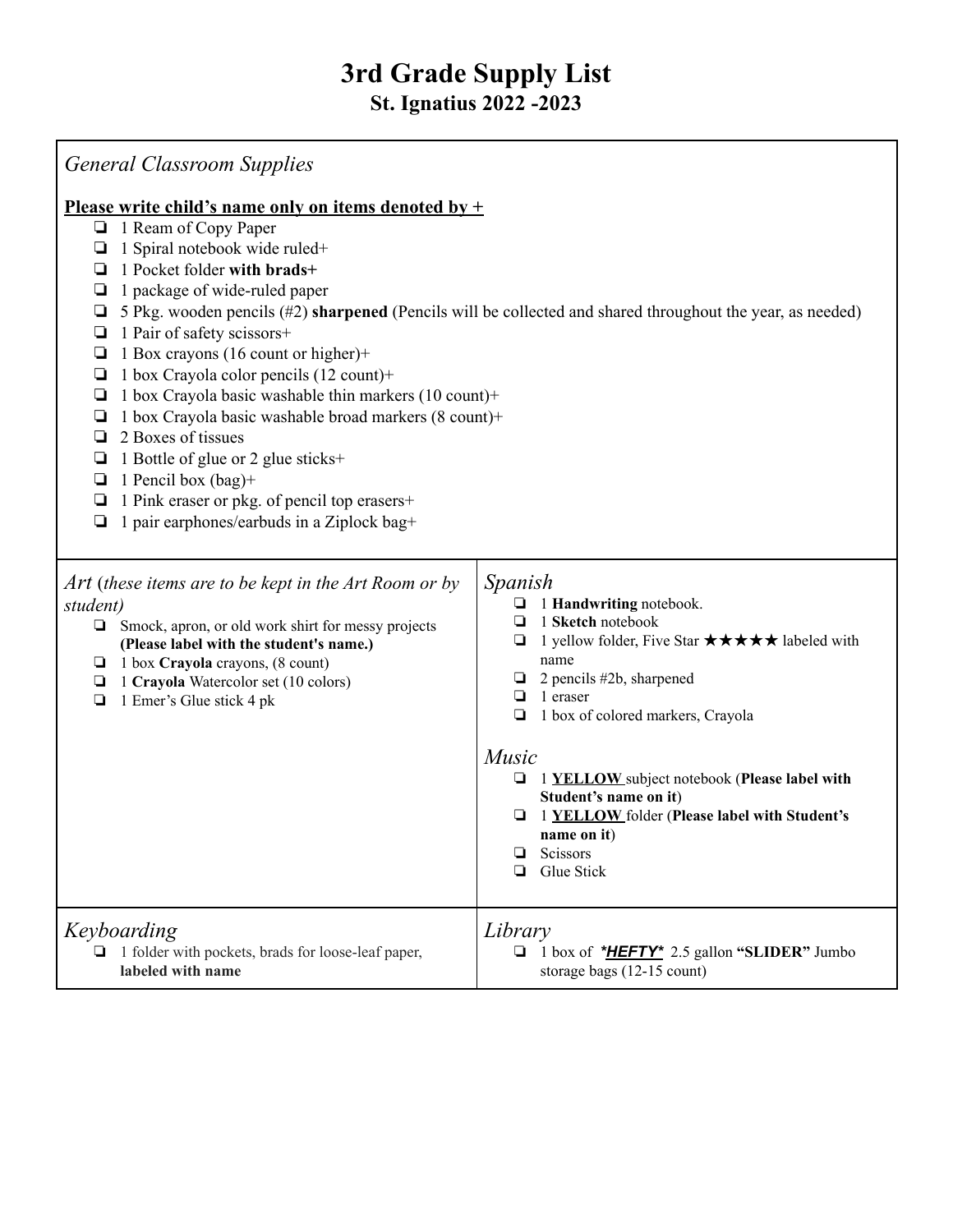# 3rd Grade Supply List

## St. Ignatius 2022 -2023

### *General Classroom Supplies*

**Please write child's name only on items denoted by +**

- ❏ 1 Ream of Copy Paper
- ❏ 1 Spiral notebook wide ruled+
- ❏ 1 Pocket folder **with brads+**
- ❏ 1 package of wide-ruled paper
- ❏ 5 Pkg. wooden pencils (#2) **sharpened** (Pencils will be collected and shared throughout the year, as needed)
- ❏ 1 Pair of safety scissors+
- ❏ 1 Box crayons (16 count or higher)+
- ❏ 1 box Crayola color pencils (12 count)+
- ❏ 1 box Crayola basic washable thin markers (10 count)+
- ❏ 1 box Crayola basic washable broad markers (8 count)+
- ❏ 2 Boxes of tissues
- ❏ 1 Bottle of glue or 2 glue sticks+
- ❏ 1 Pencil box (bag)+
- ❏ 1 Pink eraser or pkg. of pencil top erasers+
- ❏ 1 pair earphones/earbuds in a Ziplock bag+

### *Art* (*these items are to be kept in the Art Room or by student*)

- ❏ Smock, apron, or old work shirt for messy projects **(Please label with the student's name.)**
- ❏ 1 box **Crayola** crayons, (8 count)
- ❏ 1 **Crayola** Watercolor set (10 colors)
- ❏ 1 Emer's Glue stick 4 pk

### *Spanish*

- ❏ 1 **Handwriting** notebook.
- ❏ 1 **Sketch** notebook
- ❏ 1 yellow folder, Five Star ★★★★★ labeled with name
- ❏ 2 pencils #2b, sharpened
- ❏ 1 eraser
- ❏ 1 box of colored markers, Crayola

### *Music*

- ❏ 1 **YELLOW** subject notebook (**Please label with Student's name on it**)
- ❏ 1 **YELLOW** folder (**Please label with Student's name on it**)
- ❏ Scissors
- ❏ Glue Stick

### *Keyboarding*

- ❏ 1 folder with pockets, brads for loose-leaf paper, **labeled with name**

### *Library*

- ❏ 1 box of ***HEFTY*** 2.5 gallon **"SLIDER"** Jumbo storage bags (12-15 count)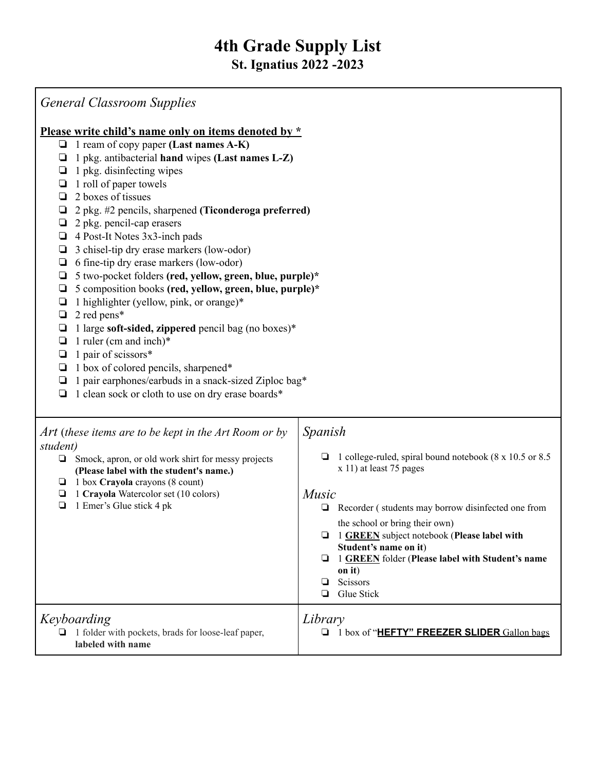# 4th Grade Supply List
## St. Ignatius 2022 -2023

*General Classroom Supplies*

**Please write child's name only on items denoted by ***

- 1 ream of copy paper **(Last names A-K)**
- 1 pkg. antibacterial **hand** wipes **(Last names L-Z)**
- 1 pkg. disinfecting wipes
- 1 roll of paper towels
- 2 boxes of tissues
- 2 pkg. #2 pencils, sharpened **(Ticonderoga preferred)**
- 2 pkg. pencil-cap erasers
- 4 Post-It Notes 3x3-inch pads
- 3 chisel-tip dry erase markers (low-odor)
- 6 fine-tip dry erase markers (low-odor)
- 5 two-pocket folders **(red, yellow, green, blue, purple)***
- 5 composition books **(red, yellow, green, blue, purple)***
- 1 highlighter (yellow, pink, or orange)*
- 2 red pens*
- 1 large **soft-sided, zippered** pencil bag (no boxes)*
- 1 ruler (cm and inch)*
- 1 pair of scissors*
- 1 box of colored pencils, sharpened*
- 1 pair earphones/earbuds in a snack-sized Ziploc bag*
- 1 clean sock or cloth to use on dry erase boards*

*Art* (*these items are to be kept in the Art Room or by student)*

- Smock, apron, or old work shirt for messy projects **(Please label with the student's name.)**
- 1 box **Crayola** crayons (8 count)
- 1 **Crayola** Watercolor set (10 colors)
- 1 Emer's Glue stick 4 pk

*Spanish*

- 1 college-ruled, spiral bound notebook (8 x 10.5 or 8.5 x 11) at least 75 pages

*Music*

- Recorder ( students may borrow disinfected one from the school or bring their own)
- 1 **GREEN** subject notebook (**Please label with Student's name on it**)
- 1 **GREEN** folder (**Please label with Student's name on it**)
- Scissors
- Glue Stick

*Keyboarding*

- 1 folder with pockets, brads for loose-leaf paper, **labeled with name**

*Library*

- 1 box of "**HEFTY" FREEZER SLIDER** Gallon bags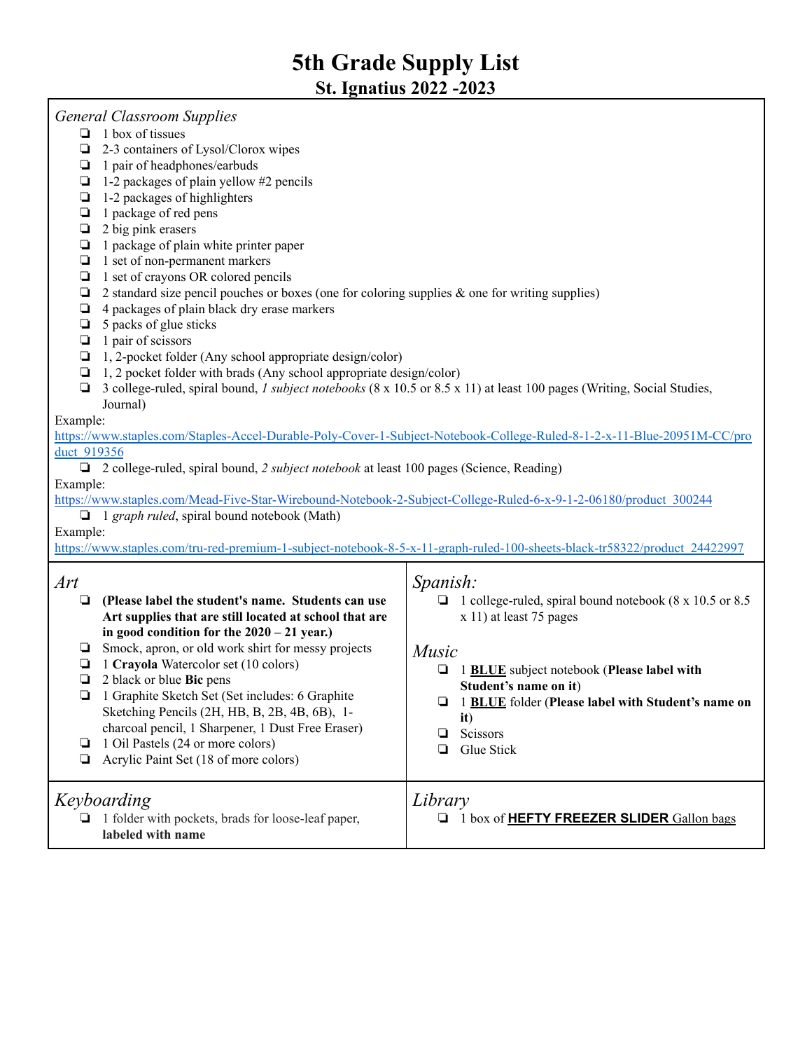# 5th Grade Supply List

## St. Ignatius 2022 -2023

*General Classroom Supplies*

- ❑ 1 box of tissues
- ❑ 2-3 containers of Lysol/Clorox wipes
- ❑ 1 pair of headphones/earbuds
- ❑ 1-2 packages of plain yellow #2 pencils
- ❑ 1-2 packages of highlighters
- ❑ 1 package of red pens
- ❑ 2 big pink erasers
- ❑ 1 package of plain white printer paper
- ❑ 1 set of non-permanent markers
- ❑ 1 set of crayons OR colored pencils
- ❑ 2 standard size pencil pouches or boxes (one for coloring supplies & one for writing supplies)
- ❑ 4 packages of plain black dry erase markers
- ❑ 5 packs of glue sticks
- ❑ 1 pair of scissors
- ❑ 1, 2-pocket folder (Any school appropriate design/color)
- ❑ 1, 2 pocket folder with brads (Any school appropriate design/color)
- ❑ 3 college-ruled, spiral bound, *1 subject notebooks* (8 x 10.5 or 8.5 x 11) at least 100 pages (Writing, Social Studies, Journal)

Example:
https://www.staples.com/Staples-Accel-Durable-Poly-Cover-1-Subject-Notebook-College-Ruled-8-1-2-x-11-Blue-20951M-CC/product_919356

- ❑ 2 college-ruled, spiral bound, *2 subject notebook* at least 100 pages (Science, Reading)

Example:
https://www.staples.com/Mead-Five-Star-Wirebound-Notebook-2-Subject-College-Ruled-6-x-9-1-2-06180/product_300244

- ❑ 1 *graph ruled*, spiral bound notebook (Math)

Example:
https://www.staples.com/tru-red-premium-1-subject-notebook-8-5-x-11-graph-ruled-100-sheets-black-tr58322/product_24422997

*Art*

- ❑ **(Please label the student's name. Students can use Art supplies that are still located at school that are in good condition for the 2020 – 21 year.)**
- ❑ Smock, apron, or old work shirt for messy projects
- ❑ 1 **Crayola** Watercolor set (10 colors)
- ❑ 2 black or blue **Bic** pens
- ❑ 1 Graphite Sketch Set (Set includes: 6 Graphite Sketching Pencils (2H, HB, B, 2B, 4B, 6B), 1-charcoal pencil, 1 Sharpener, 1 Dust Free Eraser)
- ❑ 1 Oil Pastels (24 or more colors)
- ❑ Acrylic Paint Set (18 of more colors)

*Spanish:*

- ❑ 1 college-ruled, spiral bound notebook (8 x 10.5 or 8.5 x 11) at least 75 pages

*Music*

- ❑ 1 **BLUE** subject notebook (**Please label with Student's name on it**)
- ❑ 1 **BLUE** folder (**Please label with Student's name on it**)
- ❑ Scissors
- ❑ Glue Stick

*Keyboarding*

- ❑ 1 folder with pockets, brads for loose-leaf paper, **labeled with name**

*Library*

- ❑ 1 box of **HEFTY FREEZER SLIDER** Gallon bags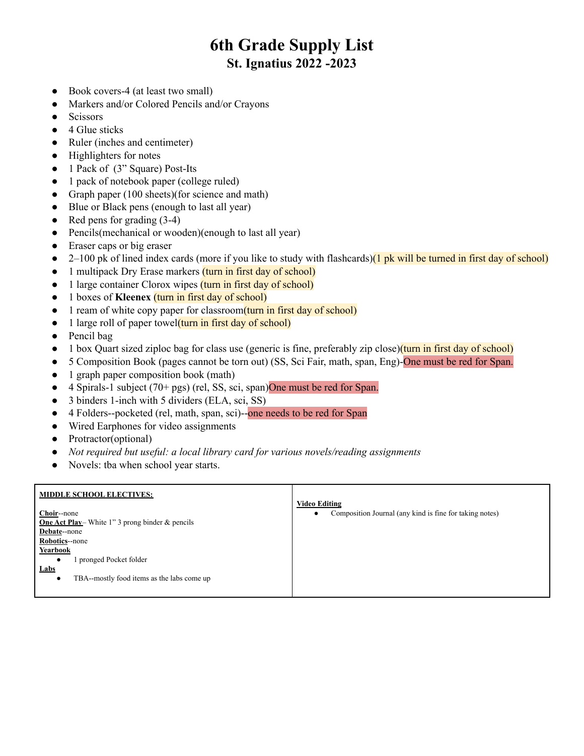# 6th Grade Supply List
## St. Ignatius 2022 -2023

- Book covers-4 (at least two small)
- Markers and/or Colored Pencils and/or Crayons
- Scissors
- 4 Glue sticks
- Ruler (inches and centimeter)
- Highlighters for notes
- 1 Pack of (3" Square) Post-Its
- 1 pack of notebook paper (college ruled)
- Graph paper (100 sheets)(for science and math)
- Blue or Black pens (enough to last all year)
- Red pens for grading (3-4)
- Pencils(mechanical or wooden)(enough to last all year)
- Eraser caps or big eraser
- 2–100 pk of lined index cards (more if you like to study with flashcards)(1 pk will be turned in first day of school)
- 1 multipack Dry Erase markers (turn in first day of school)
- 1 large container Clorox wipes (turn in first day of school)
- 1 boxes of **Kleenex** (turn in first day of school)
- 1 ream of white copy paper for classroom(turn in first day of school)
- 1 large roll of paper towel(turn in first day of school)
- Pencil bag
- 1 box Quart sized ziploc bag for class use (generic is fine, preferably zip close)(turn in first day of school)
- 5 Composition Book (pages cannot be torn out) (SS, Sci Fair, math, span, Eng)-One must be red for Span.
- 1 graph paper composition book (math)
- 4 Spirals-1 subject (70+ pgs) (rel, SS, sci, span)One must be red for Span.
- 3 binders 1-inch with 5 dividers (ELA, sci, SS)
- 4 Folders--pocketed (rel, math, span, sci)--one needs to be red for Span
- Wired Earphones for video assignments
- Protractor(optional)
- *Not required but useful: a local library card for various novels/reading assignments*
- Novels: tba when school year starts.

**MIDDLE SCHOOL ELECTIVES:**

**Choir**--none
**One Act Play**– White 1" 3 prong binder & pencils
**Debate**--none
**Robotics**--none
**Yearbook**
- 1 pronged Pocket folder

**Labs**
- TBA--mostly food items as the labs come up

**Video Editing**
- Composition Journal (any kind is fine for taking notes)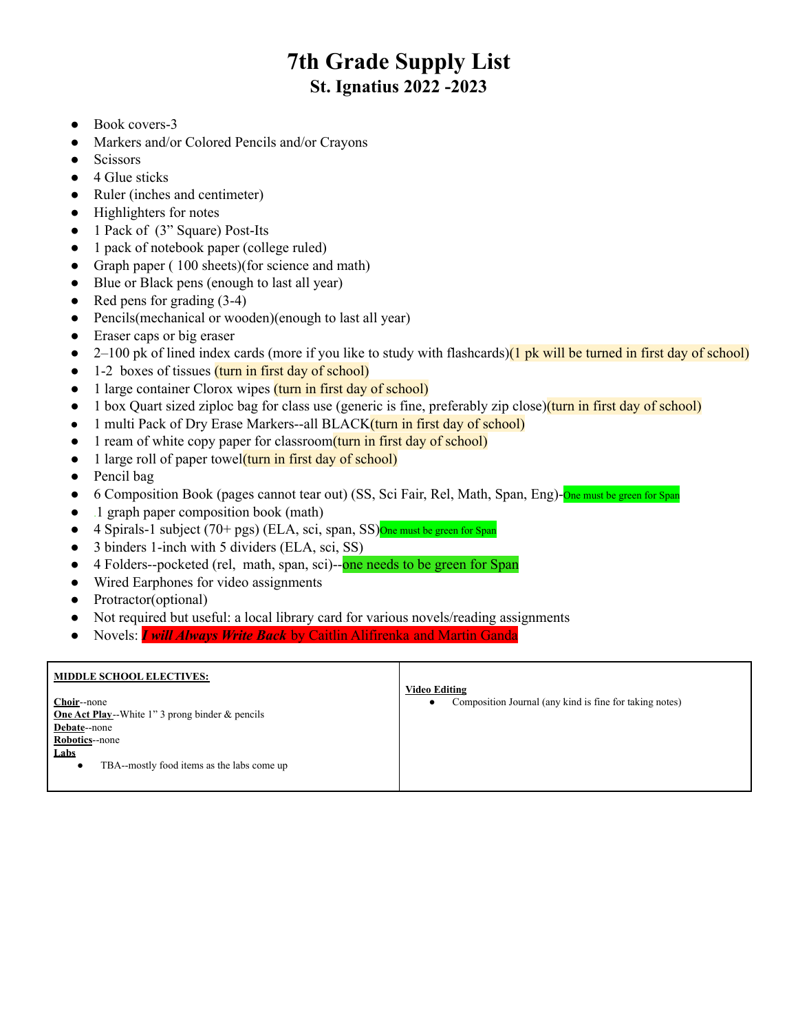# 7th Grade Supply List
## St. Ignatius 2022 -2023

- Book covers-3
- Markers and/or Colored Pencils and/or Crayons
- Scissors
- 4 Glue sticks
- Ruler (inches and centimeter)
- Highlighters for notes
- 1 Pack of (3" Square) Post-Its
- 1 pack of notebook paper (college ruled)
- Graph paper ( 100 sheets)(for science and math)
- Blue or Black pens (enough to last all year)
- Red pens for grading (3-4)
- Pencils(mechanical or wooden)(enough to last all year)
- Eraser caps or big eraser
- 2–100 pk of lined index cards (more if you like to study with flashcards)(1 pk will be turned in first day of school)
- 1-2 boxes of tissues (turn in first day of school)
- 1 large container Clorox wipes (turn in first day of school)
- 1 box Quart sized ziploc bag for class use (generic is fine, preferably zip close)(turn in first day of school)
- 1 multi Pack of Dry Erase Markers--all BLACK(turn in first day of school)
- 1 ream of white copy paper for classroom(turn in first day of school)
- 1 large roll of paper towel(turn in first day of school)
- Pencil bag
- 6 Composition Book (pages cannot tear out) (SS, Sci Fair, Rel, Math, Span, Eng)-One must be green for Span
- 1 graph paper composition book (math)
- 4 Spirals-1 subject (70+ pgs) (ELA, sci, span, SS)One must be green for Span
- 3 binders 1-inch with 5 dividers (ELA, sci, SS)
- 4 Folders--pocketed (rel, math, span, sci)--one needs to be green for Span
- Wired Earphones for video assignments
- Protractor(optional)
- Not required but useful: a local library card for various novels/reading assignments
- Novels: ***I will Always Write Back*** by Caitlin Alifirenka and Martin Ganda

| **MIDDLE SCHOOL ELECTIVES:**<br><br>**Choir**--none<br>**One Act Play**--White 1" 3 prong binder & pencils<br>**Debate**--none<br>**Robotics**--none<br>**Labs**<br>• TBA--mostly food items as the labs come up | **Video Editing**<br>• Composition Journal (any kind is fine for taking notes) |
|---|---|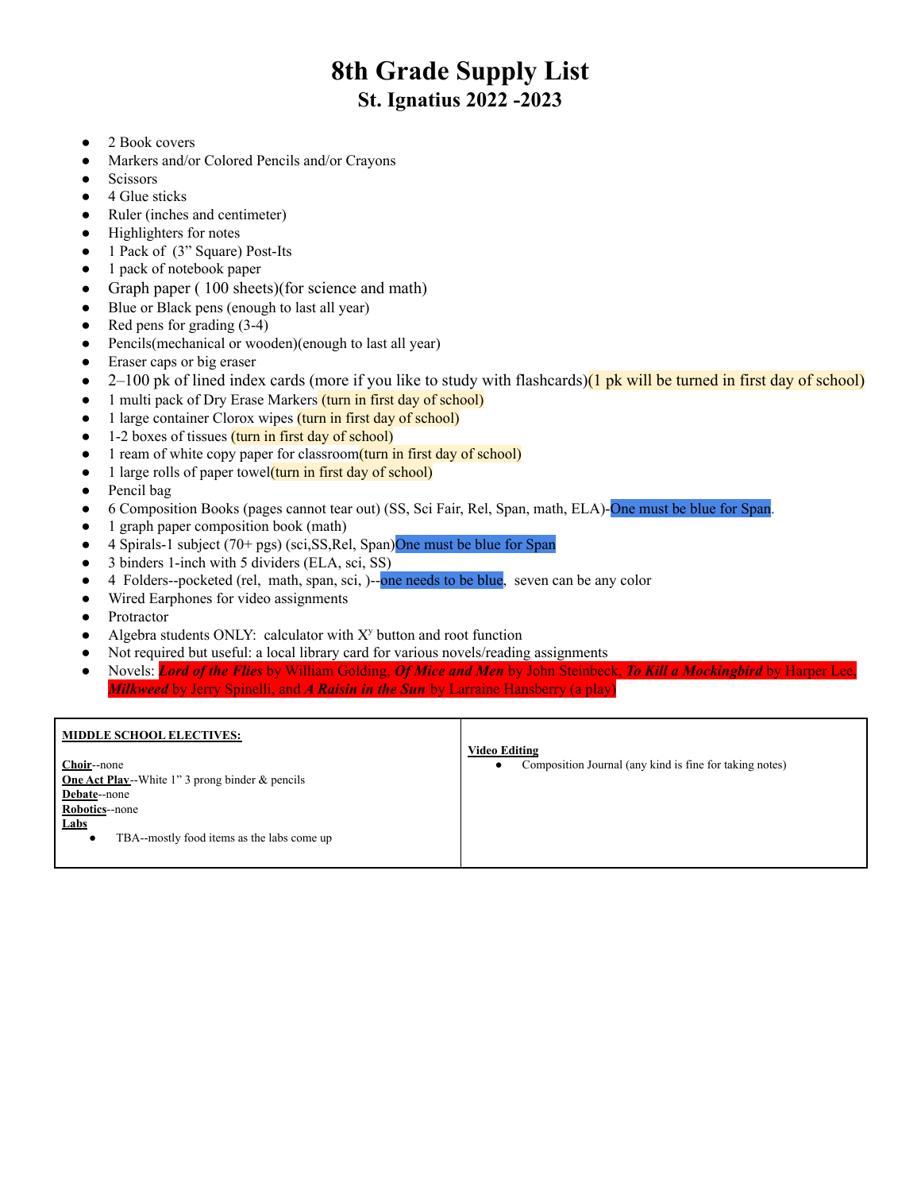# 8th Grade Supply List
## St. Ignatius 2022 -2023

- 2 Book covers
- Markers and/or Colored Pencils and/or Crayons
- Scissors
- 4 Glue sticks
- Ruler (inches and centimeter)
- Highlighters for notes
- 1 Pack of (3" Square) Post-Its
- 1 pack of notebook paper
- Graph paper ( 100 sheets)(for science and math)
- Blue or Black pens (enough to last all year)
- Red pens for grading (3-4)
- Pencils(mechanical or wooden)(enough to last all year)
- Eraser caps or big eraser
- 2–100 pk of lined index cards (more if you like to study with flashcards)(1 pk will be turned in first day of school)
- 1 multi pack of Dry Erase Markers (turn in first day of school)
- 1 large container Clorox wipes (turn in first day of school)
- 1-2 boxes of tissues (turn in first day of school)
- 1 ream of white copy paper for classroom(turn in first day of school)
- 1 large rolls of paper towel(turn in first day of school)
- Pencil bag
- 6 Composition Books (pages cannot tear out) (SS, Sci Fair, Rel, Span, math, ELA)-One must be blue for Span.
- 1 graph paper composition book (math)
- 4 Spirals-1 subject (70+ pgs) (sci,SS,Rel, Span)One must be blue for Span
- 3 binders 1-inch with 5 dividers (ELA, sci, SS)
- 4 Folders--pocketed (rel, math, span, sci, )--one needs to be blue, seven can be any color
- Wired Earphones for video assignments
- Protractor
- Algebra students ONLY: calculator with $X^y$ button and root function
- Not required but useful: a local library card for various novels/reading assignments
- Novels: ***Lord of the Flies*** by William Golding, ***Of Mice and Men*** by John Steinbeck, ***To Kill a Mockingbird*** by Harper Lee, ***Milkweed*** by Jerry Spinelli, and ***A Raisin in the Sun*** by Larraine Hansberry (a play)

| | |
|---|---|
| **MIDDLE SCHOOL ELECTIVES:**<br><br>**Choir**--none<br>**One Act Play**--White 1" 3 prong binder & pencils<br>**Debate**--none<br>**Robotics**--none<br>**Labs**<br>• TBA--mostly food items as the labs come up | **Video Editing**<br>• Composition Journal (any kind is fine for taking notes) |